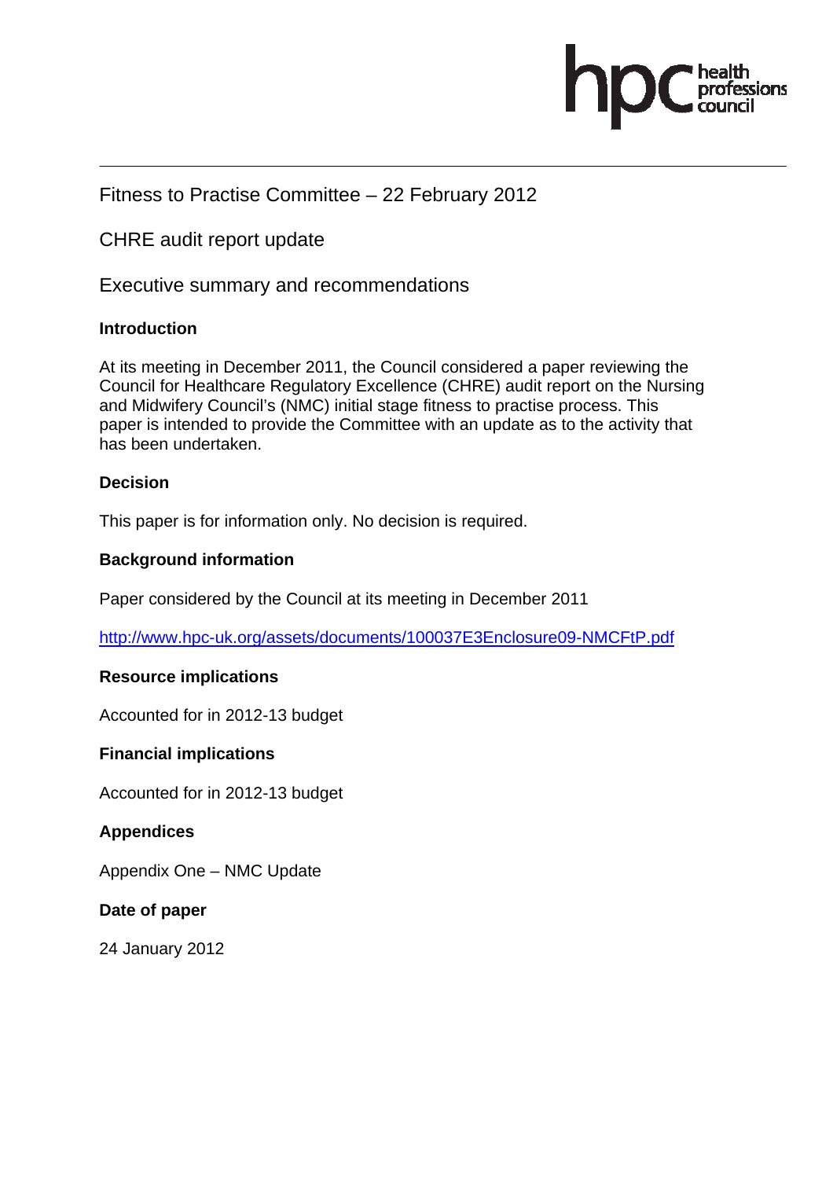Fitness to Practise Committee – 22 February 2012

CHRE audit report update

Executive summary and recommendations

**Introduction**

At its meeting in December 2011, the Council considered a paper reviewing the Council for Healthcare Regulatory Excellence (CHRE) audit report on the Nursing and Midwifery Council's (NMC) initial stage fitness to practise process. This paper is intended to provide the Committee with an update as to the activity that has been undertaken.

**Decision**

This paper is for information only. No decision is required.

**Background information**

Paper considered by the Council at its meeting in December 2011

http://www.hpc-uk.org/assets/documents/100037E3Enclosure09-NMCFtP.pdf

**Resource implications**

Accounted for in 2012-13 budget

**Financial implications**

Accounted for in 2012-13 budget

**Appendices**

Appendix One – NMC Update

**Date of paper**

24 January 2012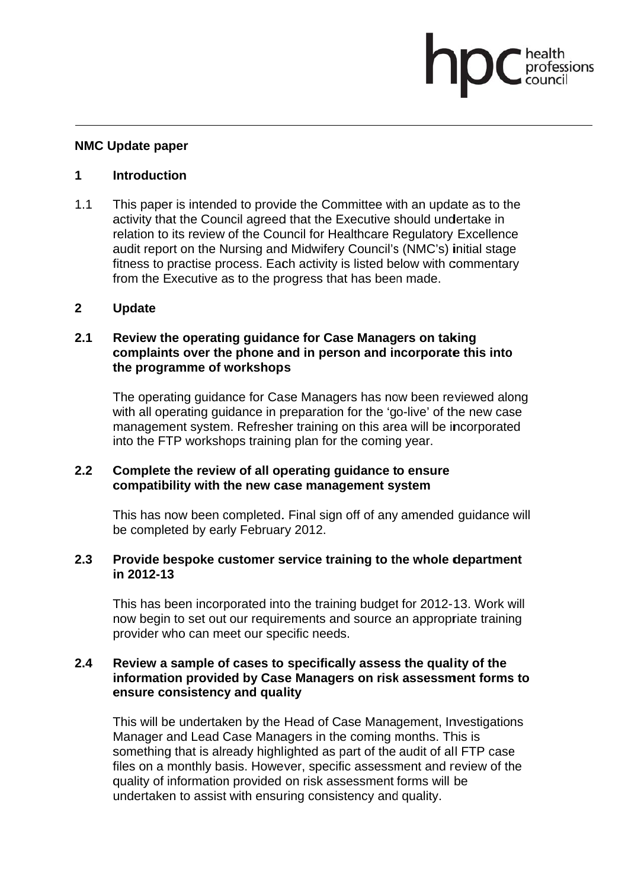**NMC Update paper**

## 1 Introduction

1.1 This paper is intended to provide the Committee with an update as to the activity that the Council agreed that the Executive should undertake in relation to its review of the Council for Healthcare Regulatory Excellence audit report on the Nursing and Midwifery Council's (NMC's) initial stage fitness to practise process. Each activity is listed below with commentary from the Executive as to the progress that has been made.

## 2 Update

### 2.1 Review the operating guidance for Case Managers on taking complaints over the phone and in person and incorporate this into the programme of workshops

The operating guidance for Case Managers has now been reviewed along with all operating guidance in preparation for the 'go-live' of the new case management system. Refresher training on this area will be incorporated into the FTP workshops training plan for the coming year.

### 2.2 Complete the review of all operating guidance to ensure compatibility with the new case management system

This has now been completed. Final sign off of any amended guidance will be completed by early February 2012.

### 2.3 Provide bespoke customer service training to the whole department in 2012-13

This has been incorporated into the training budget for 2012-13. Work will now begin to set out our requirements and source an appropriate training provider who can meet our specific needs.

### 2.4 Review a sample of cases to specifically assess the quality of the information provided by Case Managers on risk assessment forms to ensure consistency and quality

This will be undertaken by the Head of Case Management, Investigations Manager and Lead Case Managers in the coming months. This is something that is already highlighted as part of the audit of all FTP case files on a monthly basis. However, specific assessment and review of the quality of information provided on risk assessment forms will be undertaken to assist with ensuring consistency and quality.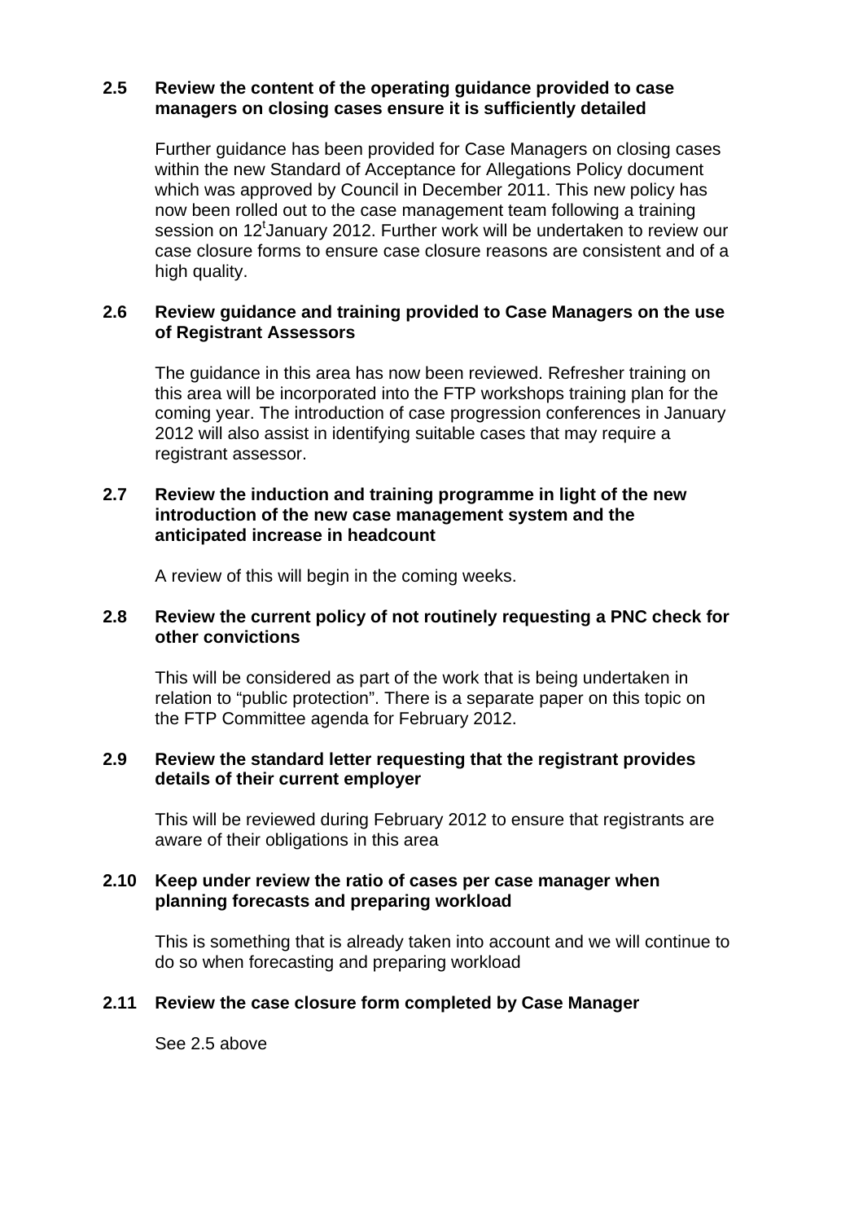**2.5 Review the content of the operating guidance provided to case managers on closing cases ensure it is sufficiently detailed**

Further guidance has been provided for Case Managers on closing cases within the new Standard of Acceptance for Allegations Policy document which was approved by Council in December 2011. This new policy has now been rolled out to the case management team following a training session on 12[t]January 2012. Further work will be undertaken to review our case closure forms to ensure case closure reasons are consistent and of a high quality.

**2.6 Review guidance and training provided to Case Managers on the use of Registrant Assessors**

The guidance in this area has now been reviewed. Refresher training on this area will be incorporated into the FTP workshops training plan for the coming year. The introduction of case progression conferences in January 2012 will also assist in identifying suitable cases that may require a registrant assessor.

**2.7 Review the induction and training programme in light of the new introduction of the new case management system and the anticipated increase in headcount**

A review of this will begin in the coming weeks.

**2.8 Review the current policy of not routinely requesting a PNC check for other convictions**

This will be considered as part of the work that is being undertaken in relation to "public protection". There is a separate paper on this topic on the FTP Committee agenda for February 2012.

**2.9 Review the standard letter requesting that the registrant provides details of their current employer**

This will be reviewed during February 2012 to ensure that registrants are aware of their obligations in this area

**2.10 Keep under review the ratio of cases per case manager when planning forecasts and preparing workload**

This is something that is already taken into account and we will continue to do so when forecasting and preparing workload

**2.11 Review the case closure form completed by Case Manager**

See 2.5 above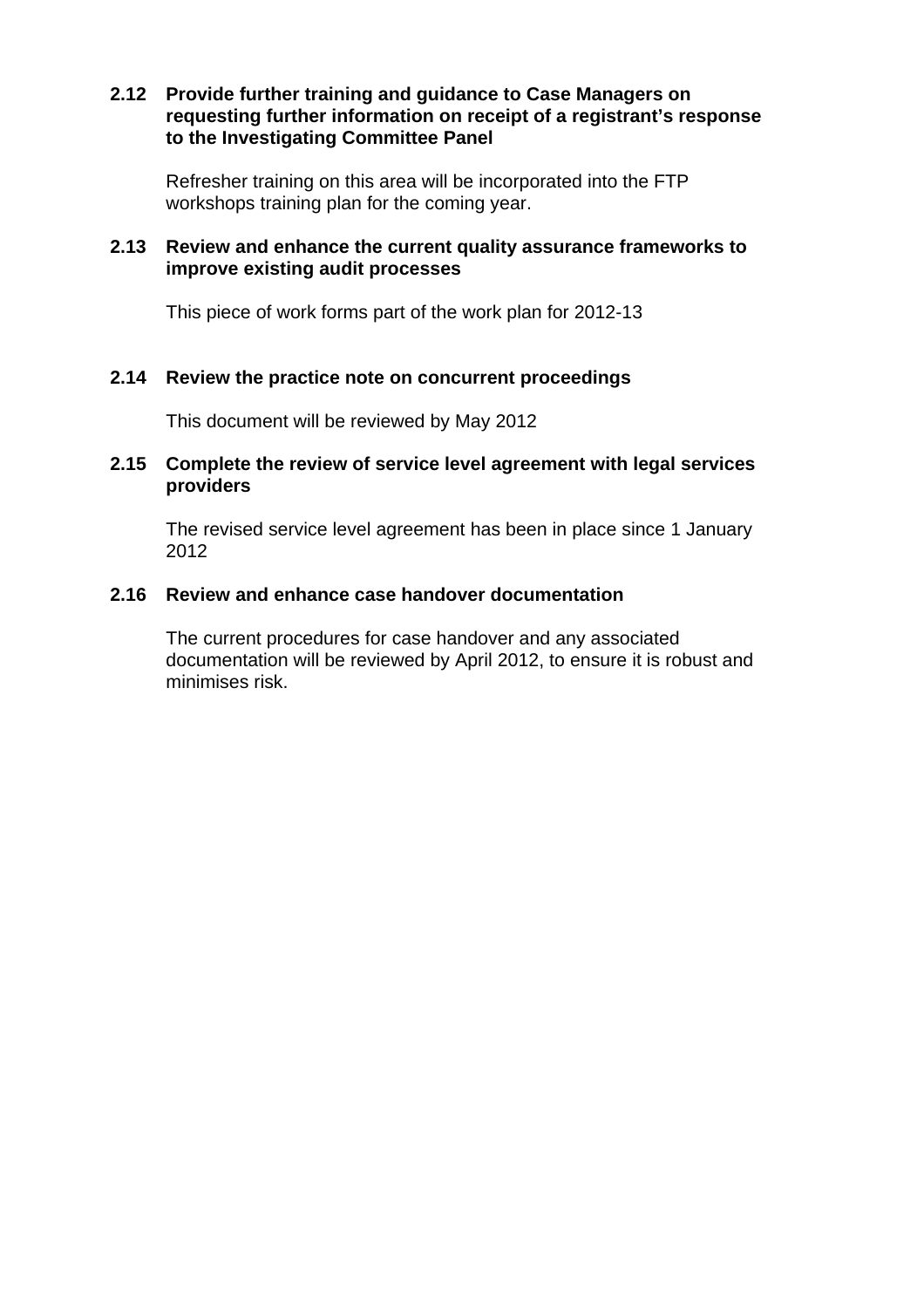**2.12 Provide further training and guidance to Case Managers on requesting further information on receipt of a registrant's response to the Investigating Committee Panel**

Refresher training on this area will be incorporated into the FTP workshops training plan for the coming year.

**2.13 Review and enhance the current quality assurance frameworks to improve existing audit processes**

This piece of work forms part of the work plan for 2012-13

**2.14 Review the practice note on concurrent proceedings**

This document will be reviewed by May 2012

**2.15 Complete the review of service level agreement with legal services providers**

The revised service level agreement has been in place since 1 January 2012

**2.16 Review and enhance case handover documentation**

The current procedures for case handover and any associated documentation will be reviewed by April 2012, to ensure it is robust and minimises risk.